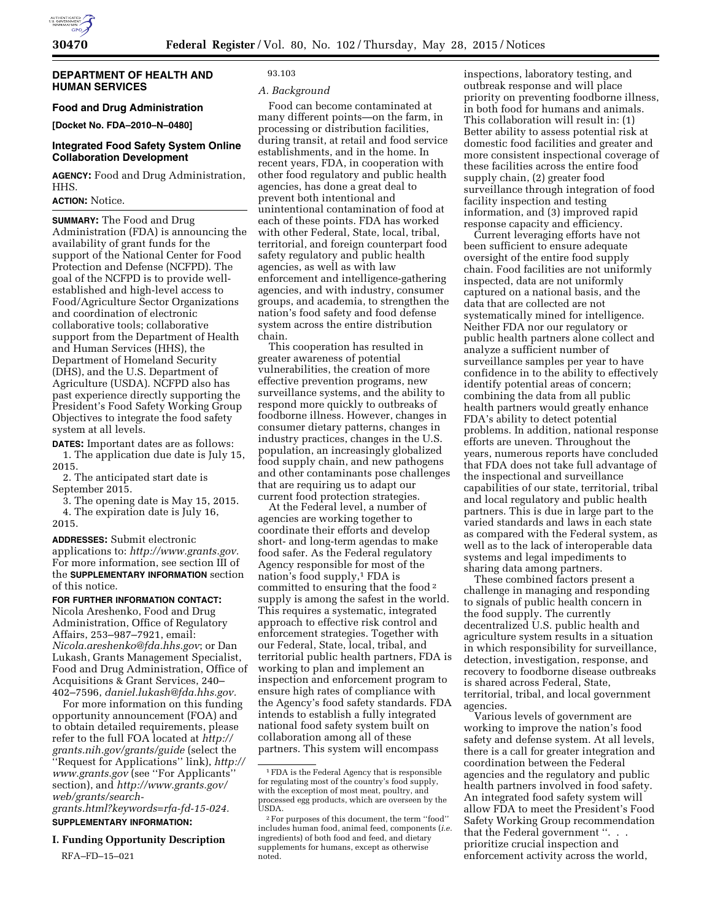## DEPARTMENT OF HEALTH AND HUMAN SERVICES

### Food and Drug Administration

**[Docket No. FDA–2010–N–0480]**

### Integrated Food Safety System Online Collaboration Development

**AGENCY:** Food and Drug Administration, HHS.

**ACTION:** Notice.

**SUMMARY:** The Food and Drug Administration (FDA) is announcing the availability of grant funds for the support of the National Center for Food Protection and Defense (NCFPD). The goal of the NCFPD is to provide well-established and high-level access to Food/Agriculture Sector Organizations and coordination of electronic collaborative tools; collaborative support from the Department of Health and Human Services (HHS), the Department of Homeland Security (DHS), and the U.S. Department of Agriculture (USDA). NCFPD also has past experience directly supporting the President's Food Safety Working Group Objectives to integrate the food safety system at all levels.

**DATES:** Important dates are as follows:

1. The application due date is July 15, 2015.
2. The anticipated start date is September 2015.
3. The opening date is May 15, 2015.
4. The expiration date is July 16, 2015.

**ADDRESSES:** Submit electronic applications to: *http://www.grants.gov.* For more information, see section III of the **SUPPLEMENTARY INFORMATION** section of this notice.

**FOR FURTHER INFORMATION CONTACT:** Nicola Areshenko, Food and Drug Administration, Office of Regulatory Affairs, 253–987–7921, email: *Nicola.areshenko@fda.hhs.gov*; or Dan Lukash, Grants Management Specialist, Food and Drug Administration, Office of Acquisitions & Grant Services, 240–402–7596, *daniel.lukash@fda.hhs.gov.*

For more information on this funding opportunity announcement (FOA) and to obtain detailed requirements, please refer to the full FOA located at *http://grants.nih.gov/grants/guide* (select the ''Request for Applications'' link), *http://www.grants.gov* (see ''For Applicants'' section), and *http://www.grants.gov/web/grants/search-grants.html?keywords=rfa-fd-15-024.*

**SUPPLEMENTARY INFORMATION:**

## I. Funding Opportunity Description

RFA–FD–15–021

93.103

### *A. Background*

Food can become contaminated at many different points—on the farm, in processing or distribution facilities, during transit, at retail and food service establishments, and in the home. In recent years, FDA, in cooperation with other food regulatory and public health agencies, has done a great deal to prevent both intentional and unintentional contamination of food at each of these points. FDA has worked with other Federal, State, local, tribal, territorial, and foreign counterpart food safety regulatory and public health agencies, as well as with law enforcement and intelligence-gathering agencies, and with industry, consumer groups, and academia, to strengthen the nation's food safety and food defense system across the entire distribution chain.

This cooperation has resulted in greater awareness of potential vulnerabilities, the creation of more effective prevention programs, new surveillance systems, and the ability to respond more quickly to outbreaks of foodborne illness. However, changes in consumer dietary patterns, changes in industry practices, changes in the U.S. population, an increasingly globalized food supply chain, and new pathogens and other contaminants pose challenges that are requiring us to adapt our current food protection strategies.

At the Federal level, a number of agencies are working together to coordinate their efforts and develop short- and long-term agendas to make food safer. As the Federal regulatory Agency responsible for most of the nation's food supply,[1] FDA is committed to ensuring that the food[2] supply is among the safest in the world. This requires a systematic, integrated approach to effective risk control and enforcement strategies. Together with our Federal, State, local, tribal, and territorial public health partners, FDA is working to plan and implement an inspection and enforcement program to ensure high rates of compliance with the Agency's food safety standards. FDA intends to establish a fully integrated national food safety system built on collaboration among all of these partners. This system will encompass inspections, laboratory testing, and outbreak response and will place priority on preventing foodborne illness, in both food for humans and animals. This collaboration will result in: (1) Better ability to assess potential risk at domestic food facilities and greater and more consistent inspectional coverage of these facilities across the entire food supply chain, (2) greater food surveillance through integration of food facility inspection and testing information, and (3) improved rapid response capacity and efficiency.

Current leveraging efforts have not been sufficient to ensure adequate oversight of the entire food supply chain. Food facilities are not uniformly inspected, data are not uniformly captured on a national basis, and the data that are collected are not systematically mined for intelligence. Neither FDA nor our regulatory or public health partners alone collect and analyze a sufficient number of surveillance samples per year to have confidence in to the ability to effectively identify potential areas of concern; combining the data from all public health partners would greatly enhance FDA's ability to detect potential problems. In addition, national response efforts are uneven. Throughout the years, numerous reports have concluded that FDA does not take full advantage of the inspectional and surveillance capabilities of our state, territorial, tribal and local regulatory and public health partners. This is due in large part to the varied standards and laws in each state as compared with the Federal system, as well as to the lack of interoperable data systems and legal impediments to sharing data among partners.

These combined factors present a challenge in managing and responding to signals of public health concern in the food supply. The currently decentralized U.S. public health and agriculture system results in a situation in which responsibility for surveillance, detection, investigation, response, and recovery to foodborne disease outbreaks is shared across Federal, State, territorial, tribal, and local government agencies.

Various levels of government are working to improve the nation's food safety and defense system. At all levels, there is a call for greater integration and coordination between the Federal agencies and the regulatory and public health partners involved in food safety. An integrated food safety system will allow FDA to meet the President's Food Safety Working Group recommendation that the Federal government ''. . . prioritize crucial inspection and enforcement activity across the world,

---

[1] FDA is the Federal Agency that is responsible for regulating most of the country's food supply, with the exception of most meat, poultry, and processed egg products, which are overseen by the USDA.

[2] For purposes of this document, the term ''food'' includes human food, animal feed, components (*i.e.* ingredients) of both food and feed, and dietary supplements for humans, except as otherwise noted.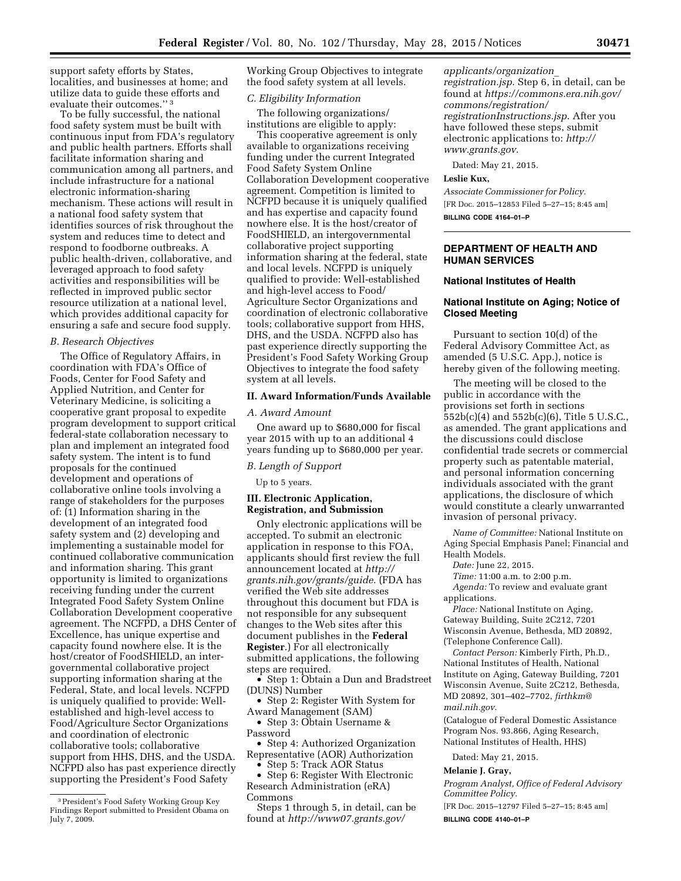support safety efforts by States, localities, and businesses at home; and utilize data to guide these efforts and evaluate their outcomes.'' [3]

To be fully successful, the national food safety system must be built with continuous input from FDA's regulatory and public health partners. Efforts shall facilitate information sharing and communication among all partners, and include infrastructure for a national electronic information-sharing mechanism. These actions will result in a national food safety system that identifies sources of risk throughout the system and reduces time to detect and respond to foodborne outbreaks. A public health-driven, collaborative, and leveraged approach to food safety activities and responsibilities will be reflected in improved public sector resource utilization at a national level, which provides additional capacity for ensuring a safe and secure food supply.

*B. Research Objectives*

The Office of Regulatory Affairs, in coordination with FDA's Office of Foods, Center for Food Safety and Applied Nutrition, and Center for Veterinary Medicine, is soliciting a cooperative grant proposal to expedite program development to support critical federal-state collaboration necessary to plan and implement an integrated food safety system. The intent is to fund proposals for the continued development and operations of collaborative online tools involving a range of stakeholders for the purposes of: (1) Information sharing in the development of an integrated food safety system and (2) developing and implementing a sustainable model for continued collaborative communication and information sharing. This grant opportunity is limited to organizations receiving funding under the current Integrated Food Safety System Online Collaboration Development cooperative agreement. The NCFPD, a DHS Center of Excellence, has unique expertise and capacity found nowhere else. It is the host/creator of FoodSHIELD, an inter-governmental collaborative project supporting information sharing at the Federal, State, and local levels. NCFPD is uniquely qualified to provide: Well-established and high-level access to Food/Agriculture Sector Organizations and coordination of electronic collaborative tools; collaborative support from HHS, DHS, and the USDA. NCFPD also has past experience directly supporting the President's Food Safety Working Group Objectives to integrate the food safety system at all levels.

*C. Eligibility Information*

The following organizations/institutions are eligible to apply:

This cooperative agreement is only available to organizations receiving funding under the current Integrated Food Safety System Online Collaboration Development cooperative agreement. Competition is limited to NCFPD because it is uniquely qualified and has expertise and capacity found nowhere else. It is the host/creator of FoodSHIELD, an intergovernmental collaborative project supporting information sharing at the federal, state and local levels. NCFPD is uniquely qualified to provide: Well-established and high-level access to Food/Agriculture Sector Organizations and coordination of electronic collaborative tools; collaborative support from HHS, DHS, and the USDA. NCFPD also has past experience directly supporting the President's Food Safety Working Group Objectives to integrate the food safety system at all levels.

**II. Award Information/Funds Available**

*A. Award Amount*

One award up to $680,000 for fiscal year 2015 with up to an additional 4 years funding up to $680,000 per year.

*B. Length of Support*

Up to 5 years.

**III. Electronic Application, Registration, and Submission**

Only electronic applications will be accepted. To submit an electronic application in response to this FOA, applicants should first review the full announcement located at *http://grants.nih.gov/grants/guide*. (FDA has verified the Web site addresses throughout this document but FDA is not responsible for any subsequent changes to the Web sites after this document publishes in the **Federal Register**.) For all electronically submitted applications, the following steps are required.

- Step 1: Obtain a Dun and Bradstreet (DUNS) Number
- Step 2: Register With System for Award Management (SAM)
- Step 3: Obtain Username & Password
- Step 4: Authorized Organization Representative (AOR) Authorization
- Step 5: Track AOR Status
- Step 6: Register With Electronic Research Administration (eRA) Commons

Steps 1 through 5, in detail, can be found at *http://www07.grants.gov/applicants/organization_registration.jsp*. Step 6, in detail, can be found at *https://commons.era.nih.gov/commons/registration/registrationInstructions.jsp*. After you have followed these steps, submit electronic applications to: *http://www.grants.gov*.

Dated: May 21, 2015.

**Leslie Kux,**

*Associate Commissioner for Policy.*

[FR Doc. 2015–12853 Filed 5–27–15; 8:45 am]

**BILLING CODE 4164–01–P**

[3] President's Food Safety Working Group Key Findings Report submitted to President Obama on July 7, 2009.

---

## DEPARTMENT OF HEALTH AND HUMAN SERVICES

### National Institutes of Health

### National Institute on Aging; Notice of Closed Meeting

Pursuant to section 10(d) of the Federal Advisory Committee Act, as amended (5 U.S.C. App.), notice is hereby given of the following meeting.

The meeting will be closed to the public in accordance with the provisions set forth in sections 552b(c)(4) and 552b(c)(6), Title 5 U.S.C., as amended. The grant applications and the discussions could disclose confidential trade secrets or commercial property such as patentable material, and personal information concerning individuals associated with the grant applications, the disclosure of which would constitute a clearly unwarranted invasion of personal privacy.

*Name of Committee:* National Institute on Aging Special Emphasis Panel; Financial and Health Models.

*Date:* June 22, 2015.

*Time:* 11:00 a.m. to 2:00 p.m.

*Agenda:* To review and evaluate grant applications.

*Place:* National Institute on Aging, Gateway Building, Suite 2C212, 7201 Wisconsin Avenue, Bethesda, MD 20892, (Telephone Conference Call).

*Contact Person:* Kimberly Firth, Ph.D., National Institutes of Health, National Institute on Aging, Gateway Building, 7201 Wisconsin Avenue, Suite 2C212, Bethesda, MD 20892, 301–402–7702, *firthkm@mail.nih.gov*.

(Catalogue of Federal Domestic Assistance Program Nos. 93.866, Aging Research, National Institutes of Health, HHS)

Dated: May 21, 2015.

**Melanie J. Gray,**

*Program Analyst, Office of Federal Advisory Committee Policy.*

[FR Doc. 2015–12797 Filed 5–27–15; 8:45 am]

**BILLING CODE 4140–01–P**